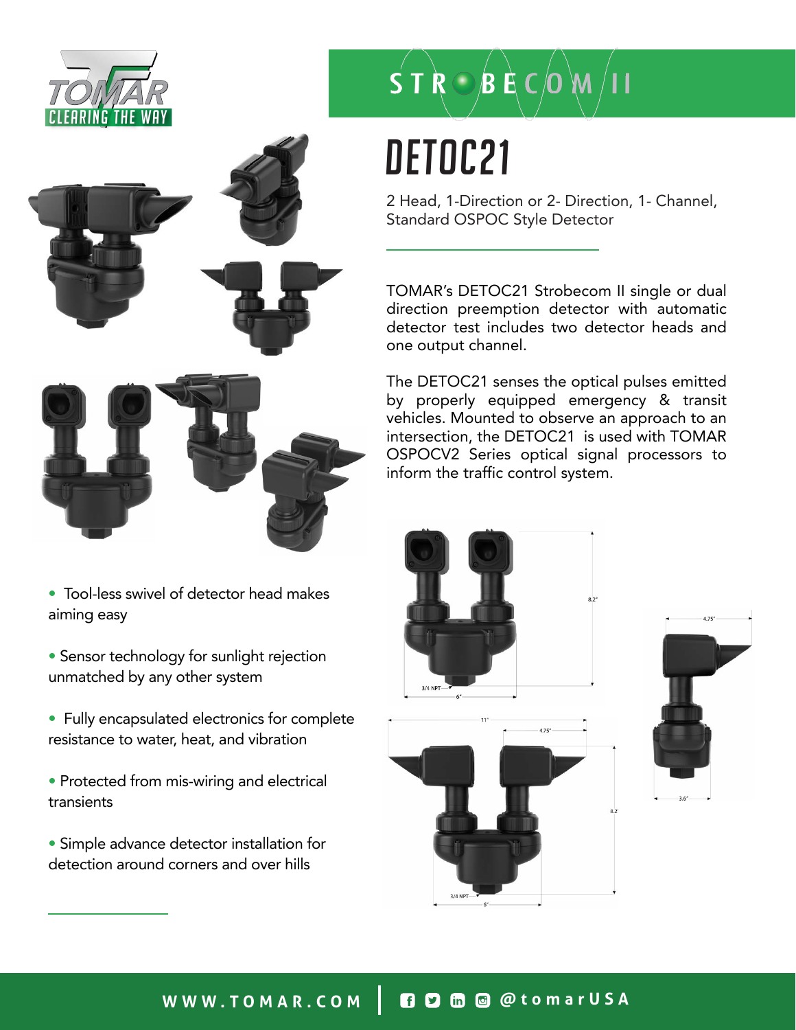TOMAR
CLEARING THE WAY

STROBECOM II

# DETOC21

2 Head, 1-Direction or 2- Direction, 1- Channel, Standard OSPOC Style Detector

TOMAR's DETOC21 Strobecom II single or dual direction preemption detector with automatic detector test includes two detector heads and one output channel.

The DETOC21 senses the optical pulses emitted by properly equipped emergency & transit vehicles. Mounted to observe an approach to an intersection, the DETOC21 is used with TOMAR OSPOCV2 Series optical signal processors to inform the traffic control system.

- Tool-less swivel of detector head makes aiming easy
- Sensor technology for sunlight rejection unmatched by any other system
- Fully encapsulated electronics for complete resistance to water, heat, and vibration
- Protected from mis-wiring and electrical transients
- Simple advance detector installation for detection around corners and over hills

8.2"
3/4 NPT
6"
11"
4.75"
8.2'
3/4 NPT
6"
4.75"
3.6"

WWW.TOMAR.COM | @tomarUSA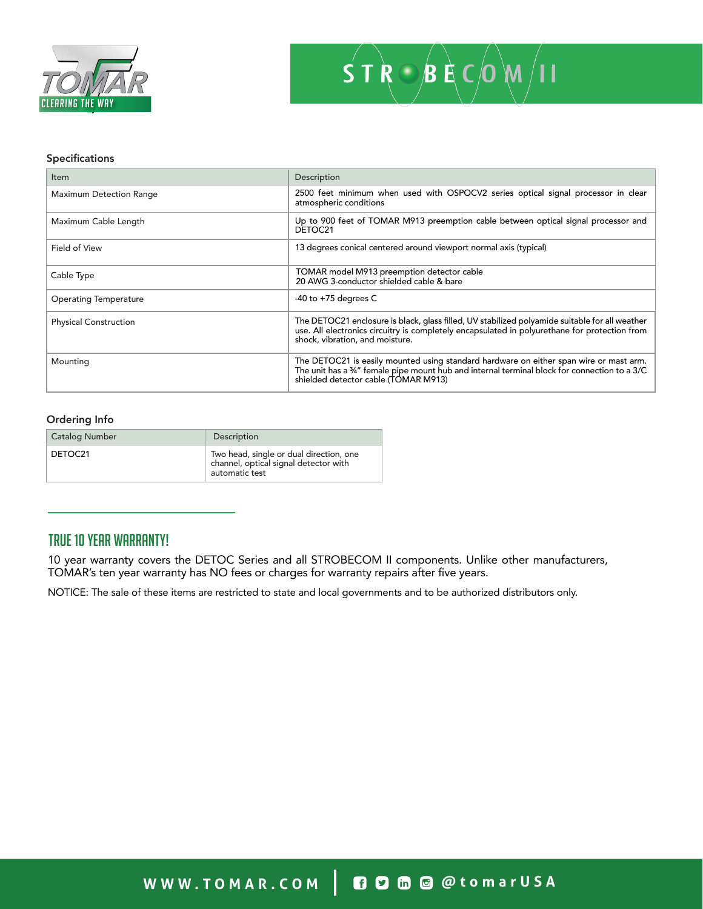## Specifications

| Item | Description |
|---|---|
| Maximum Detection Range | 2500 feet minimum when used with OSPOCV2 series optical signal processor in clear atmospheric conditions |
| Maximum Cable Length | Up to 900 feet of TOMAR M913 preemption cable between optical signal processor and DETOC21 |
| Field of View | 13 degrees conical centered around viewport normal axis (typical) |
| Cable Type | TOMAR model M913 preemption detector cable 20 AWG 3-conductor shielded cable & bare |
| Operating Temperature | -40 to +75 degrees C |
| Physical Construction | The DETOC21 enclosure is black, glass filled, UV stabilized polyamide suitable for all weather use. All electronics circuitry is completely encapsulated in polyurethane for protection from shock, vibration, and moisture. |
| Mounting | The DETOC21 is easily mounted using standard hardware on either span wire or mast arm. The unit has a ¾" female pipe mount hub and internal terminal block for connection to a 3/C shielded detector cable (TOMAR M913) |

## Ordering Info

| Catalog Number | Description |
|---|---|
| DETOC21 | Two head, single or dual direction, one channel, optical signal detector with automatic test |

## TRUE 10 YEAR WARRANTY!

10 year warranty covers the DETOC Series and all STROBECOM II components. Unlike other manufacturers, TOMAR's ten year warranty has NO fees or charges for warranty repairs after five years.

NOTICE: The sale of these items are restricted to state and local governments and to be authorized distributors only.

WWW.TOMAR.COM | @tomarUSA